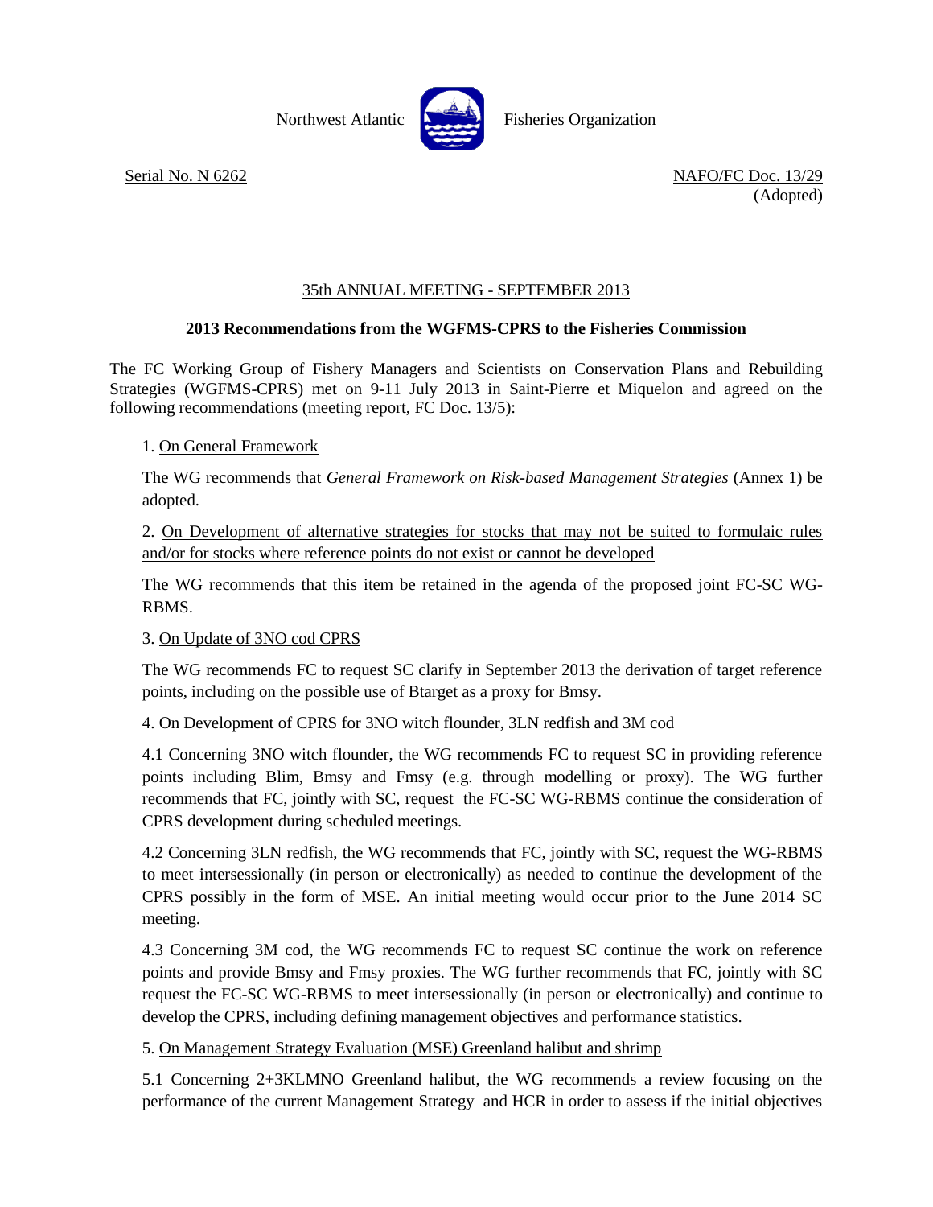Northwest Atlantic Fisheries Organization

Serial No. N 6262

NAFO/FC Doc. 13/29
(Adopted)

## 35th ANNUAL MEETING - SEPTEMBER 2013

### 2013 Recommendations from the WGFMS-CPRS to the Fisheries Commission

The FC Working Group of Fishery Managers and Scientists on Conservation Plans and Rebuilding Strategies (WGFMS-CPRS) met on 9-11 July 2013 in Saint-Pierre et Miquelon and agreed on the following recommendations (meeting report, FC Doc. 13/5):

1. On General Framework

The WG recommends that *General Framework on Risk-based Management Strategies* (Annex 1) be adopted.

2. On Development of alternative strategies for stocks that may not be suited to formulaic rules and/or for stocks where reference points do not exist or cannot be developed

The WG recommends that this item be retained in the agenda of the proposed joint FC-SC WG-RBMS.

3. On Update of 3NO cod CPRS

The WG recommends FC to request SC clarify in September 2013 the derivation of target reference points, including on the possible use of Btarget as a proxy for Bmsy.

4. On Development of CPRS for 3NO witch flounder, 3LN redfish and 3M cod

4.1 Concerning 3NO witch flounder, the WG recommends FC to request SC in providing reference points including Blim, Bmsy and Fmsy (e.g. through modelling or proxy). The WG further recommends that FC, jointly with SC, request the FC-SC WG-RBMS continue the consideration of CPRS development during scheduled meetings.

4.2 Concerning 3LN redfish, the WG recommends that FC, jointly with SC, request the WG-RBMS to meet intersessionally (in person or electronically) as needed to continue the development of the CPRS possibly in the form of MSE. An initial meeting would occur prior to the June 2014 SC meeting.

4.3 Concerning 3M cod, the WG recommends FC to request SC continue the work on reference points and provide Bmsy and Fmsy proxies. The WG further recommends that FC, jointly with SC request the FC-SC WG-RBMS to meet intersessionally (in person or electronically) and continue to develop the CPRS, including defining management objectives and performance statistics.

5. On Management Strategy Evaluation (MSE) Greenland halibut and shrimp

5.1 Concerning 2+3KLMNO Greenland halibut, the WG recommends a review focusing on the performance of the current Management Strategy and HCR in order to assess if the initial objectives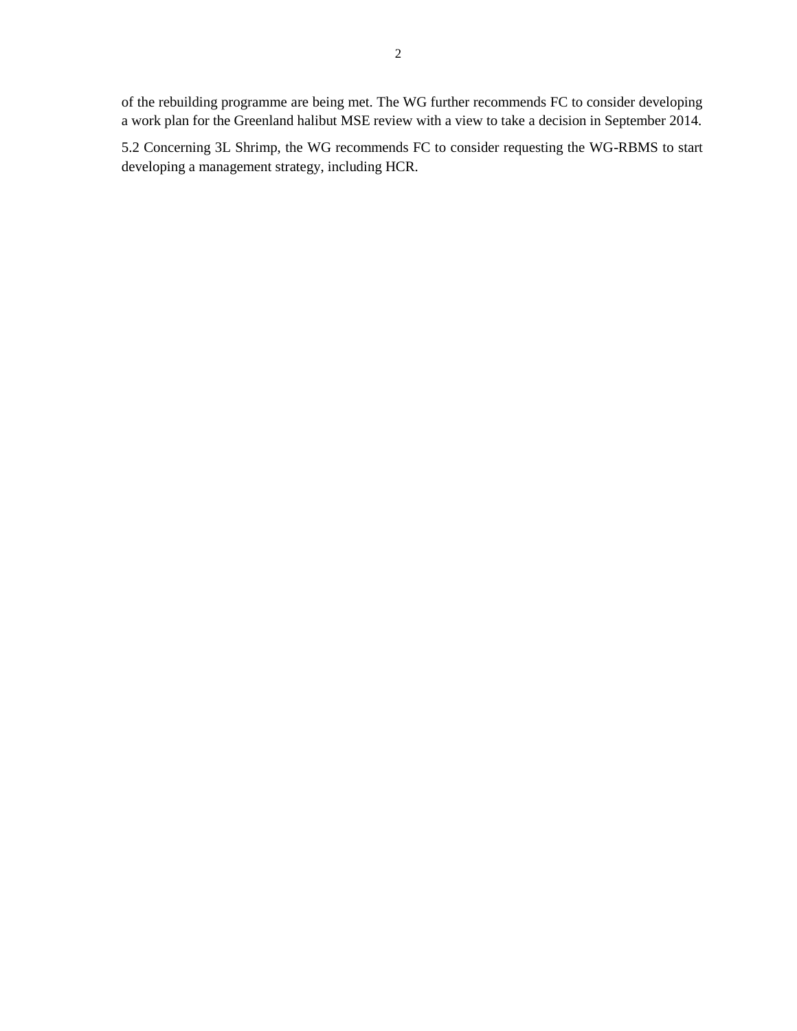of the rebuilding programme are being met. The WG further recommends FC to consider developing a work plan for the Greenland halibut MSE review with a view to take a decision in September 2014.

5.2 Concerning 3L Shrimp, the WG recommends FC to consider requesting the WG-RBMS to start developing a management strategy, including HCR.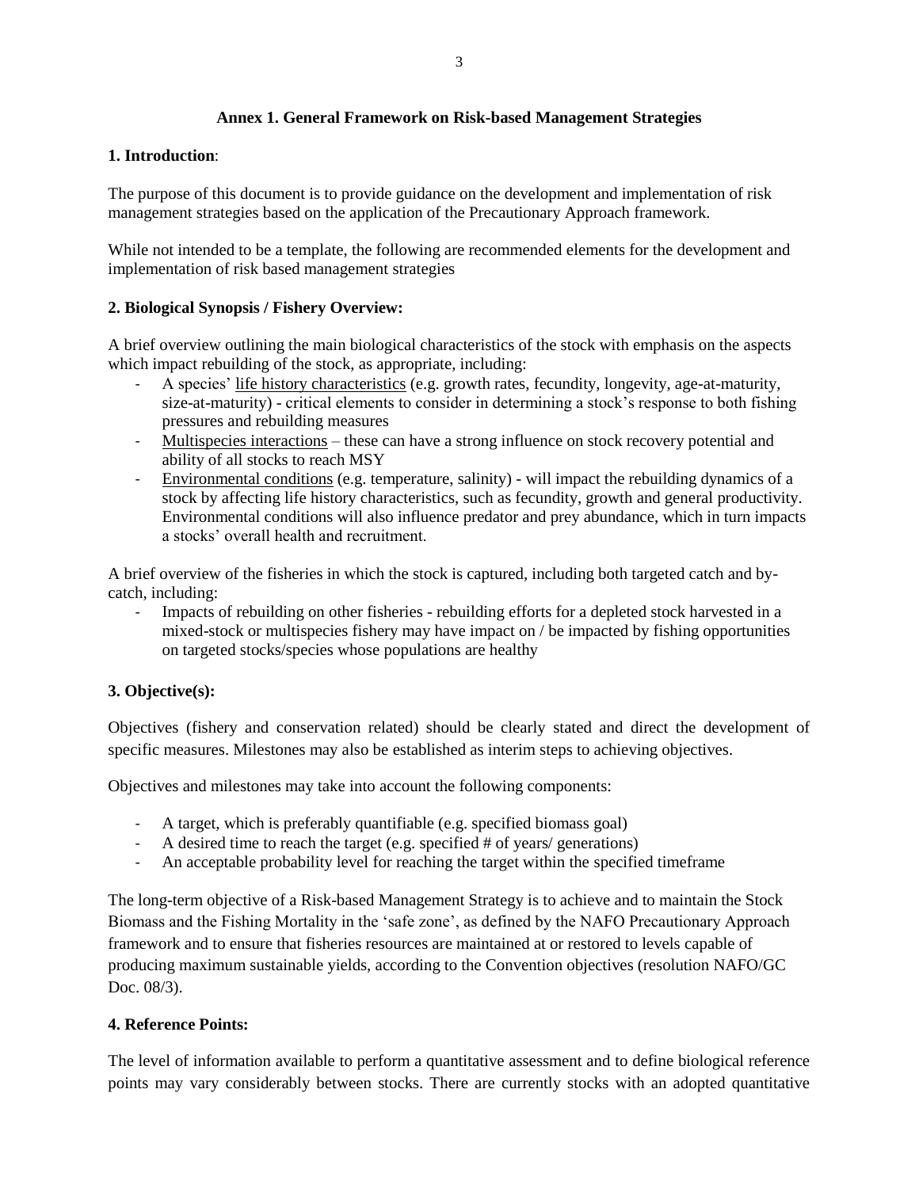## Annex 1. General Framework on Risk-based Management Strategies

### 1. Introduction:

The purpose of this document is to provide guidance on the development and implementation of risk management strategies based on the application of the Precautionary Approach framework.

While not intended to be a template, the following are recommended elements for the development and implementation of risk based management strategies

### 2. Biological Synopsis / Fishery Overview:

A brief overview outlining the main biological characteristics of the stock with emphasis on the aspects which impact rebuilding of the stock, as appropriate, including:

- Aspecies' life history characteristics (e.g. growth rates, fecundity, longevity, age-at-maturity, size-at-maturity) - critical elements to consider in determining a stock's response to both fishing pressures and rebuilding measures
- Multispecies interactions – these can have a strong influence on stock recovery potential and ability of all stocks to reach MSY
- Environmental conditions (e.g. temperature, salinity) - will impact the rebuilding dynamics of a stock by affecting life history characteristics, such as fecundity, growth and general productivity. Environmental conditions will also influence predator and prey abundance, which in turn impacts a stocks' overall health and recruitment.

A brief overview of the fisheries in which the stock is captured, including both targeted catch and by-catch, including:

- Impacts of rebuilding on other fisheries - rebuilding efforts for a depleted stock harvested in a mixed-stock or multispecies fishery may have impact on / be impacted by fishing opportunities on targeted stocks/species whose populations are healthy

### 3. Objective(s):

Objectives (fishery and conservation related) should be clearly stated and direct the development of specific measures. Milestones may also be established as interim steps to achieving objectives.

Objectives and milestones may take into account the following components:

- A target, which is preferably quantifiable (e.g. specified biomass goal)
- A desired time to reach the target (e.g. specified # of years/ generations)
- An acceptable probability level for reaching the target within the specified timeframe

The long-term objective of a Risk-based Management Strategy is to achieve and to maintain the Stock Biomass and the Fishing Mortality in the 'safe zone', as defined by the NAFO Precautionary Approach framework and to ensure that fisheries resources are maintained at or restored to levels capable of producing maximum sustainable yields, according to the Convention objectives (resolution NAFO/GC Doc. 08/3).

### 4. Reference Points:

The level of information available to perform a quantitative assessment and to define biological reference points may vary considerably between stocks. There are currently stocks with an adopted quantitative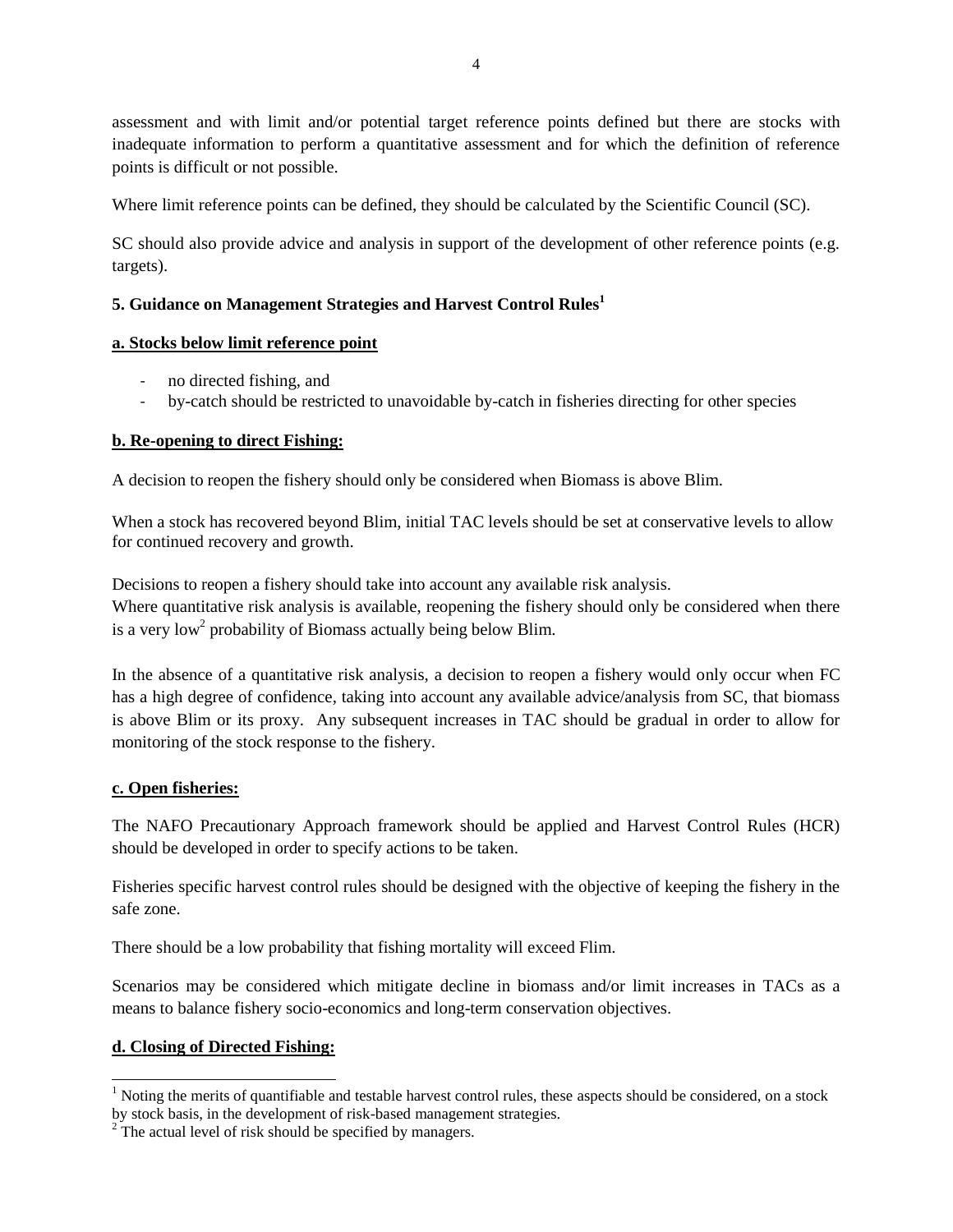assessment and with limit and/or potential target reference points defined but there are stocks with inadequate information to perform a quantitative assessment and for which the definition of reference points is difficult or not possible.

Where limit reference points can be defined, they should be calculated by the Scientific Council (SC).

SC should also provide advice and analysis in support of the development of other reference points (e.g. targets).

**5. Guidance on Management Strategies and Harvest Control Rules[1]**

**a. Stocks below limit reference point**

- no directed fishing, and
- by-catch should be restricted to unavoidable by-catch in fisheries directing for other species

**b. Re-opening to direct Fishing:**

A decision to reopen the fishery should only be considered when Biomass is above Blim.

When a stock has recovered beyond Blim, initial TAC levels should be set at conservative levels to allow for continued recovery and growth.

Decisions to reopen a fishery should take into account any available risk analysis.
Where quantitative risk analysis is available, reopening the fishery should only be considered when there is a very low[2] probability of Biomass actually being below Blim.

In the absence of a quantitative risk analysis, a decision to reopen a fishery would only occur when FC has a high degree of confidence, taking into account any available advice/analysis from SC, that biomass is above Blim or its proxy. Any subsequent increases in TAC should be gradual in order to allow for monitoring of the stock response to the fishery.

**c. Open fisheries:**

The NAFO Precautionary Approach framework should be applied and Harvest Control Rules (HCR) should be developed in order to specify actions to be taken.

Fisheries specific harvest control rules should be designed with the objective of keeping the fishery in the safe zone.

There should be a low probability that fishing mortality will exceed Flim.

Scenarios may be considered which mitigate decline in biomass and/or limit increases in TACs as a means to balance fishery socio-economics and long-term conservation objectives.

**d. Closing of Directed Fishing:**

---

[1] Noting the merits of quantifiable and testable harvest control rules, these aspects should be considered, on a stock by stock basis, in the development of risk-based management strategies.

[2] The actual level of risk should be specified by managers.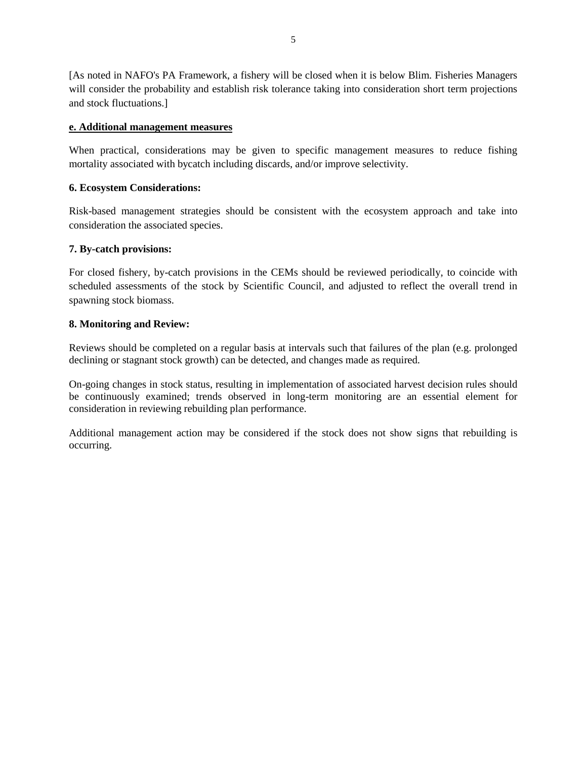[As noted in NAFO's PA Framework, a fishery will be closed when it is below Blim. Fisheries Managers will consider the probability and establish risk tolerance taking into consideration short term projections and stock fluctuations.]

**e. Additional management measures**

When practical, considerations may be given to specific management measures to reduce fishing mortality associated with bycatch including discards, and/or improve selectivity.

**6. Ecosystem Considerations:**

Risk-based management strategies should be consistent with the ecosystem approach and take into consideration the associated species.

**7. By-catch provisions:**

For closed fishery, by-catch provisions in the CEMs should be reviewed periodically, to coincide with scheduled assessments of the stock by Scientific Council, and adjusted to reflect the overall trend in spawning stock biomass.

**8. Monitoring and Review:**

Reviews should be completed on a regular basis at intervals such that failures of the plan (e.g. prolonged declining or stagnant stock growth) can be detected, and changes made as required.

On-going changes in stock status, resulting in implementation of associated harvest decision rules should be continuously examined; trends observed in long-term monitoring are an essential element for consideration in reviewing rebuilding plan performance.

Additional management action may be considered if the stock does not show signs that rebuilding is occurring.